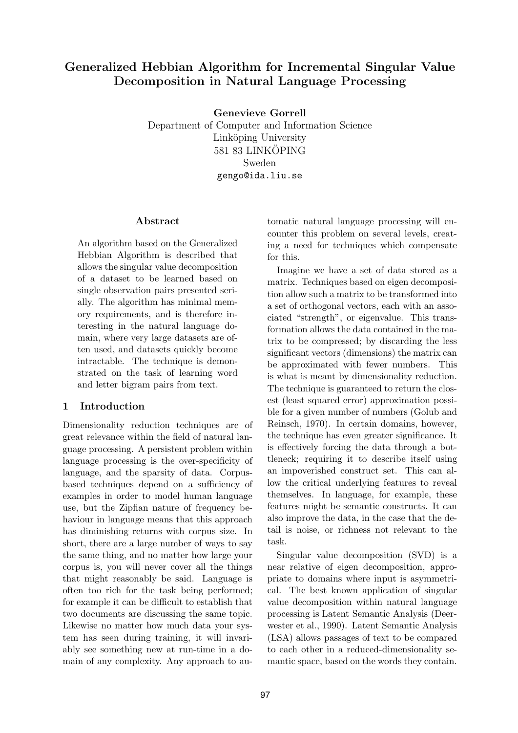# Generalized Hebbian Algorithm for Incremental Singular Value Decomposition in Natural Language Processing

**Genevieve Gorrell**
Department of Computer and Information Science
Linköping University
581 83 LINKÖPING
Sweden
gengo@ida.liu.se

## Abstract

An algorithm based on the Generalized Hebbian Algorithm is described that allows the singular value decomposition of a dataset to be learned based on single observation pairs presented serially. The algorithm has minimal memory requirements, and is therefore interesting in the natural language domain, where very large datasets are often used, and datasets quickly become intractable. The technique is demonstrated on the task of learning word and letter bigram pairs from text.

## 1 Introduction

Dimensionality reduction techniques are of great relevance within the field of natural language processing. A persistent problem within language processing is the over-specificity of language, and the sparsity of data. Corpus-based techniques depend on a sufficiency of examples in order to model human language use, but the Zipfian nature of frequency behaviour in language means that this approach has diminishing returns with corpus size. In short, there are a large number of ways to say the same thing, and no matter how large your corpus is, you will never cover all the things that might reasonably be said. Language is often too rich for the task being performed; for example it can be difficult to establish that two documents are discussing the same topic. Likewise no matter how much data your system has seen during training, it will invariably see something new at run-time in a domain of any complexity. Any approach to automatic natural language processing will encounter this problem on several levels, creating a need for techniques which compensate for this.

Imagine we have a set of data stored as a matrix. Techniques based on eigen decomposition allow such a matrix to be transformed into a set of orthogonal vectors, each with an associated "strength", or eigenvalue. This transformation allows the data contained in the matrix to be compressed; by discarding the less significant vectors (dimensions) the matrix can be approximated with fewer numbers. This is what is meant by dimensionality reduction. The technique is guaranteed to return the closest (least squared error) approximation possible for a given number of numbers (Golub and Reinsch, 1970). In certain domains, however, the technique has even greater significance. It is effectively forcing the data through a bottleneck; requiring it to describe itself using an impoverished construct set. This can allow the critical underlying features to reveal themselves. In language, for example, these features might be semantic constructs. It can also improve the data, in the case that the detail is noise, or richness not relevant to the task.

Singular value decomposition (SVD) is a near relative of eigen decomposition, appropriate to domains where input is asymmetrical. The best known application of singular value decomposition within natural language processing is Latent Semantic Analysis (Deerwester et al., 1990). Latent Semantic Analysis (LSA) allows passages of text to be compared to each other in a reduced-dimensionality semantic space, based on the words they contain.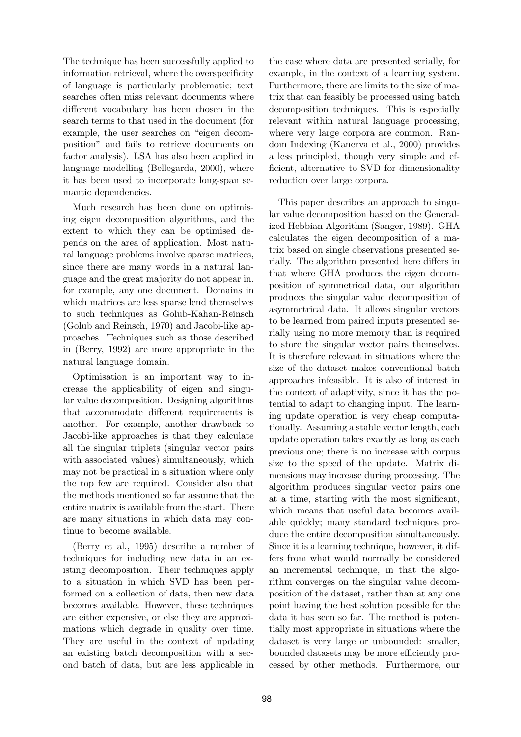The technique has been successfully applied to information retrieval, where the overspecificity of language is particularly problematic; text searches often miss relevant documents where different vocabulary has been chosen in the search terms to that used in the document (for example, the user searches on "eigen decomposition" and fails to retrieve documents on factor analysis). LSA has also been applied in language modelling (Bellegarda, 2000), where it has been used to incorporate long-span semantic dependencies.

Much research has been done on optimising eigen decomposition algorithms, and the extent to which they can be optimised depends on the area of application. Most natural language problems involve sparse matrices, since there are many words in a natural language and the great majority do not appear in, for example, any one document. Domains in which matrices are less sparse lend themselves to such techniques as Golub-Kahan-Reinsch (Golub and Reinsch, 1970) and Jacobi-like approaches. Techniques such as those described in (Berry, 1992) are more appropriate in the natural language domain.

Optimisation is an important way to increase the applicability of eigen and singular value decomposition. Designing algorithms that accommodate different requirements is another. For example, another drawback to Jacobi-like approaches is that they calculate all the singular triplets (singular vector pairs with associated values) simultaneously, which may not be practical in a situation where only the top few are required. Consider also that the methods mentioned so far assume that the entire matrix is available from the start. There are many situations in which data may continue to become available.

(Berry et al., 1995) describe a number of techniques for including new data in an existing decomposition. Their techniques apply to a situation in which SVD has been performed on a collection of data, then new data becomes available. However, these techniques are either expensive, or else they are approximations which degrade in quality over time. They are useful in the context of updating an existing batch decomposition with a second batch of data, but are less applicable in the case where data are presented serially, for example, in the context of a learning system. Furthermore, there are limits to the size of matrix that can feasibly be processed using batch decomposition techniques. This is especially relevant within natural language processing, where very large corpora are common. Random Indexing (Kanerva et al., 2000) provides a less principled, though very simple and efficient, alternative to SVD for dimensionality reduction over large corpora.

This paper describes an approach to singular value decomposition based on the Generalized Hebbian Algorithm (Sanger, 1989). GHA calculates the eigen decomposition of a matrix based on single observations presented serially. The algorithm presented here differs in that where GHA produces the eigen decomposition of symmetrical data, our algorithm produces the singular value decomposition of asymmetrical data. It allows singular vectors to be learned from paired inputs presented serially using no more memory than is required to store the singular vector pairs themselves. It is therefore relevant in situations where the size of the dataset makes conventional batch approaches infeasible. It is also of interest in the context of adaptivity, since it has the potential to adapt to changing input. The learning update operation is very cheap computationally. Assuming a stable vector length, each update operation takes exactly as long as each previous one; there is no increase with corpus size to the speed of the update. Matrix dimensions may increase during processing. The algorithm produces singular vector pairs one at a time, starting with the most significant, which means that useful data becomes available quickly; many standard techniques produce the entire decomposition simultaneously. Since it is a learning technique, however, it differs from what would normally be considered an incremental technique, in that the algorithm converges on the singular value decomposition of the dataset, rather than at any one point having the best solution possible for the data it has seen so far. The method is potentially most appropriate in situations where the dataset is very large or unbounded: smaller, bounded datasets may be more efficiently processed by other methods. Furthermore, our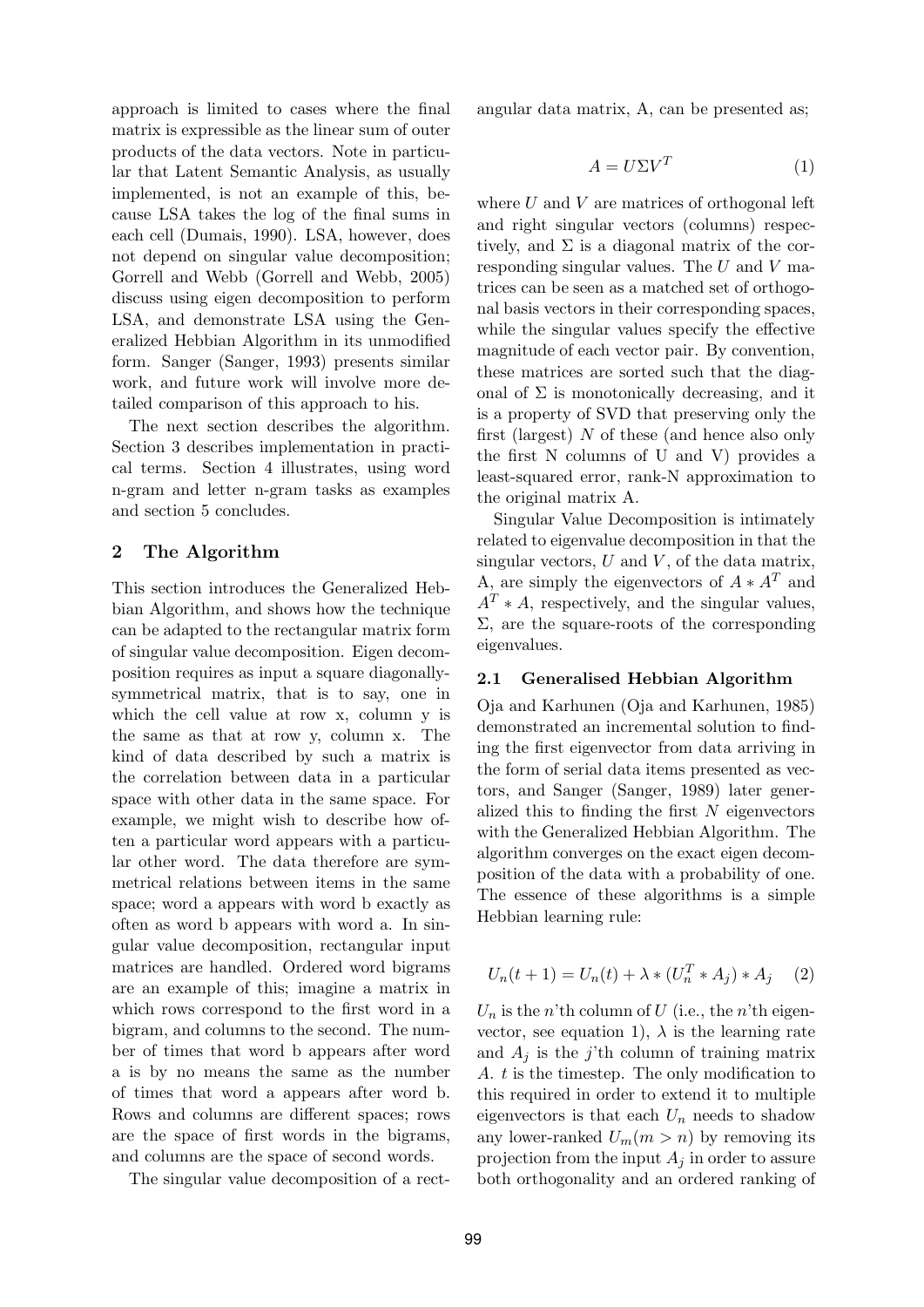approach is limited to cases where the final matrix is expressible as the linear sum of outer products of the data vectors. Note in particular that Latent Semantic Analysis, as usually implemented, is not an example of this, because LSA takes the log of the final sums in each cell (Dumais, 1990). LSA, however, does not depend on singular value decomposition; Gorrell and Webb (Gorrell and Webb, 2005) discuss using eigen decomposition to perform LSA, and demonstrate LSA using the Generalized Hebbian Algorithm in its unmodified form. Sanger (Sanger, 1993) presents similar work, and future work will involve more detailed comparison of this approach to his.

The next section describes the algorithm. Section 3 describes implementation in practical terms. Section 4 illustrates, using word n-gram and letter n-gram tasks as examples and section 5 concludes.

## 2 The Algorithm

This section introduces the Generalized Hebbian Algorithm, and shows how the technique can be adapted to the rectangular matrix form of singular value decomposition. Eigen decomposition requires as input a square diagonally-symmetrical matrix, that is to say, one in which the cell value at row x, column y is the same as that at row y, column x. The kind of data described by such a matrix is the correlation between data in a particular space with other data in the same space. For example, we might wish to describe how often a particular word appears with a particular other word. The data therefore are symmetrical relations between items in the same space; word a appears with word b exactly as often as word b appears with word a. In singular value decomposition, rectangular input matrices are handled. Ordered word bigrams are an example of this; imagine a matrix in which rows correspond to the first word in a bigram, and columns to the second. The number of times that word b appears after word a is by no means the same as the number of times that word a appears after word b. Rows and columns are different spaces; rows are the space of first words in the bigrams, and columns are the space of second words.

The singular value decomposition of a rectangular data matrix, A, can be presented as;

$$A = U \Sigma V^T \tag{1}$$

where $U$ and $V$ are matrices of orthogonal left and right singular vectors (columns) respectively, and $\Sigma$ is a diagonal matrix of the corresponding singular values. The $U$ and $V$ matrices can be seen as a matched set of orthogonal basis vectors in their corresponding spaces, while the singular values specify the effective magnitude of each vector pair. By convention, these matrices are sorted such that the diagonal of $\Sigma$ is monotonically decreasing, and it is a property of SVD that preserving only the first (largest) $N$ of these (and hence also only the first N columns of U and V) provides a least-squared error, rank-N approximation to the original matrix A.

Singular Value Decomposition is intimately related to eigenvalue decomposition in that the singular vectors, $U$ and $V$, of the data matrix, A, are simply the eigenvectors of $A * A^T$ and $A^T * A$, respectively, and the singular values, $\Sigma$, are the square-roots of the corresponding eigenvalues.

### 2.1 Generalised Hebbian Algorithm

Oja and Karhunen (Oja and Karhunen, 1985) demonstrated an incremental solution to finding the first eigenvector from data arriving in the form of serial data items presented as vectors, and Sanger (Sanger, 1989) later generalized this to finding the first $N$ eigenvectors with the Generalized Hebbian Algorithm. The algorithm converges on the exact eigen decomposition of the data with a probability of one. The essence of these algorithms is a simple Hebbian learning rule:

$$U_n(t+1) = U_n(t) + \lambda * (U_n^T * A_j) * A_j \tag{2}$$

$U_n$ is the $n$'th column of $U$ (i.e., the $n$'th eigenvector, see equation 1), $\lambda$ is the learning rate and $A_j$ is the $j$'th column of training matrix $A$. $t$ is the timestep. The only modification to this required in order to extend it to multiple eigenvectors is that each $U_n$ needs to shadow any lower-ranked $U_m (m > n)$ by removing its projection from the input $A_j$ in order to assure both orthogonality and an ordered ranking of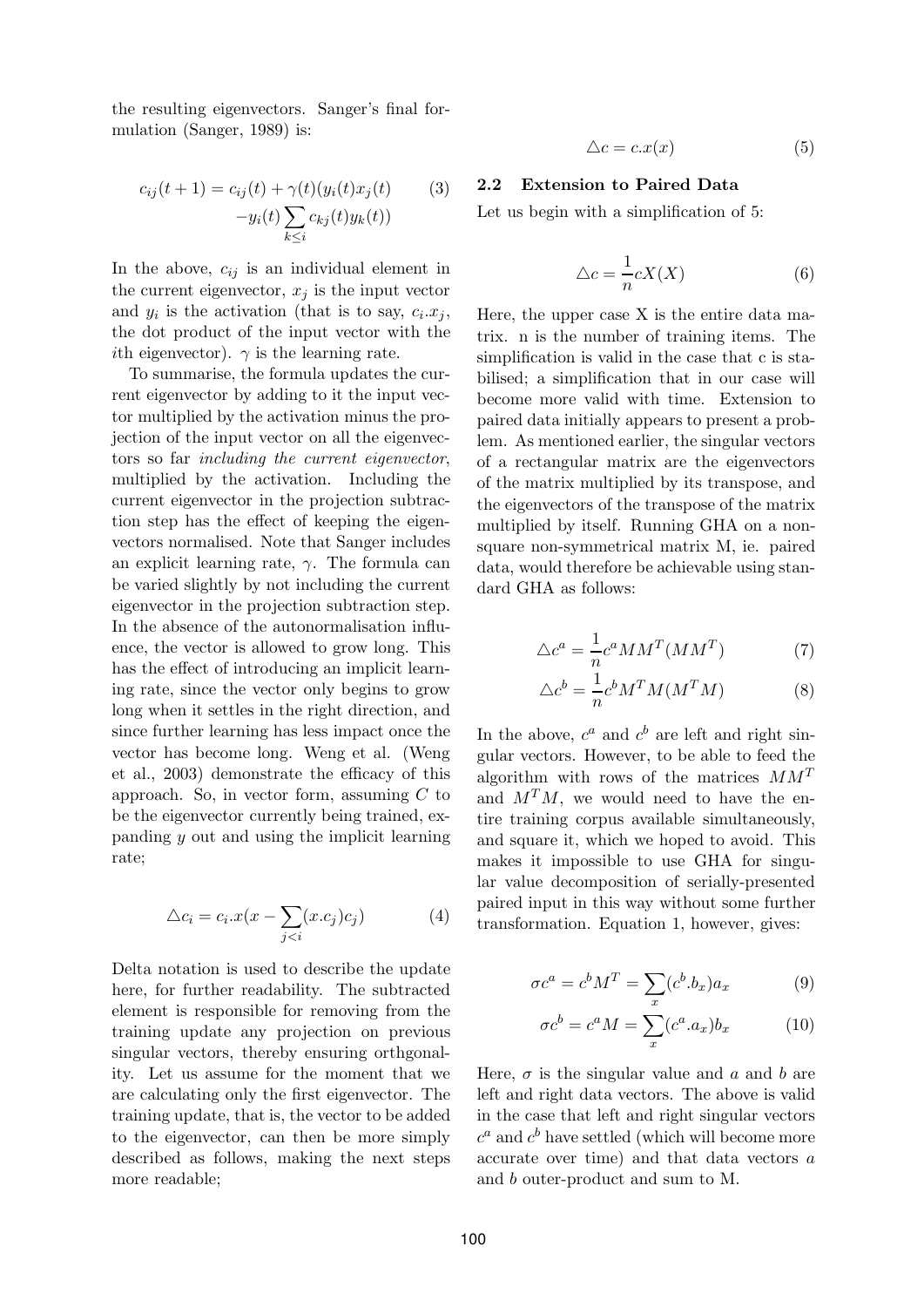the resulting eigenvectors. Sanger's final formulation (Sanger, 1989) is:

$$c_{ij}(t+1) = c_{ij}(t) + \gamma(t)(y_i(t)x_j(t) \\ -y_i(t)\sum_{k \leq i} c_{kj}(t)y_k(t)) \tag{3}$$

In the above, $c_{ij}$ is an individual element in the current eigenvector, $x_j$ is the input vector and $y_i$ is the activation (that is to say, $c_i.x_j$, the dot product of the input vector with the $i$th eigenvector). $\gamma$ is the learning rate.

To summarise, the formula updates the current eigenvector by adding to it the input vector multiplied by the activation minus the projection of the input vector on all the eigenvectors so far *including the current eigenvector*, multiplied by the activation. Including the current eigenvector in the projection subtraction step has the effect of keeping the eigenvectors normalised. Note that Sanger includes an explicit learning rate, $\gamma$. The formula can be varied slightly by not including the current eigenvector in the projection subtraction step. In the absence of the autonormalisation influence, the vector is allowed to grow long. This has the effect of introducing an implicit learning rate, since the vector only begins to grow long when it settles in the right direction, and since further learning has less impact once the vector has become long. Weng et al. (Weng et al., 2003) demonstrate the efficacy of this approach. So, in vector form, assuming $C$ to be the eigenvector currently being trained, expanding $y$ out and using the implicit learning rate;

$$\triangle c_i = c_i.x(x - \sum_{j<i}(x.c_j)c_j) \tag{4}$$

Delta notation is used to describe the update here, for further readability. The subtracted element is responsible for removing from the training update any projection on previous singular vectors, thereby ensuring orthgonality. Let us assume for the moment that we are calculating only the first eigenvector. The training update, that is, the vector to be added to the eigenvector, can then be more simply described as follows, making the next steps more readable;

$$\triangle c = c.x(x) \tag{5}$$

### 2.2 Extension to Paired Data

Let us begin with a simplification of 5:

$$\triangle c = \frac{1}{n} cX(X) \tag{6}$$

Here, the upper case X is the entire data matrix. n is the number of training items. The simplification is valid in the case that c is stabilised; a simplification that in our case will become more valid with time. Extension to paired data initially appears to present a problem. As mentioned earlier, the singular vectors of a rectangular matrix are the eigenvectors of the matrix multiplied by its transpose, and the eigenvectors of the transpose of the matrix multiplied by itself. Running GHA on a non-square non-symmetrical matrix M, ie. paired data, would therefore be achievable using standard GHA as follows:

$$\triangle c^a = \frac{1}{n} c^a MM^T(MM^T) \tag{7}$$

$$\triangle c^b = \frac{1}{n} c^b M^T M(M^T M) \tag{8}$$

In the above, $c^a$ and $c^b$ are left and right singular vectors. However, to be able to feed the algorithm with rows of the matrices $MM^T$ and $M^TM$, we would need to have the entire training corpus available simultaneously, and square it, which we hoped to avoid. This makes it impossible to use GHA for singular value decomposition of serially-presented paired input in this way without some further transformation. Equation 1, however, gives:

$$\sigma c^a = c^b M^T = \sum_x (c^b.b_x)a_x \tag{9}$$

$$\sigma c^b = c^a M = \sum_x (c^a.a_x)b_x \tag{10}$$

Here, $\sigma$ is the singular value and $a$ and $b$ are left and right data vectors. The above is valid in the case that left and right singular vectors $c^a$ and $c^b$ have settled (which will become more accurate over time) and that data vectors $a$ and $b$ outer-product and sum to M.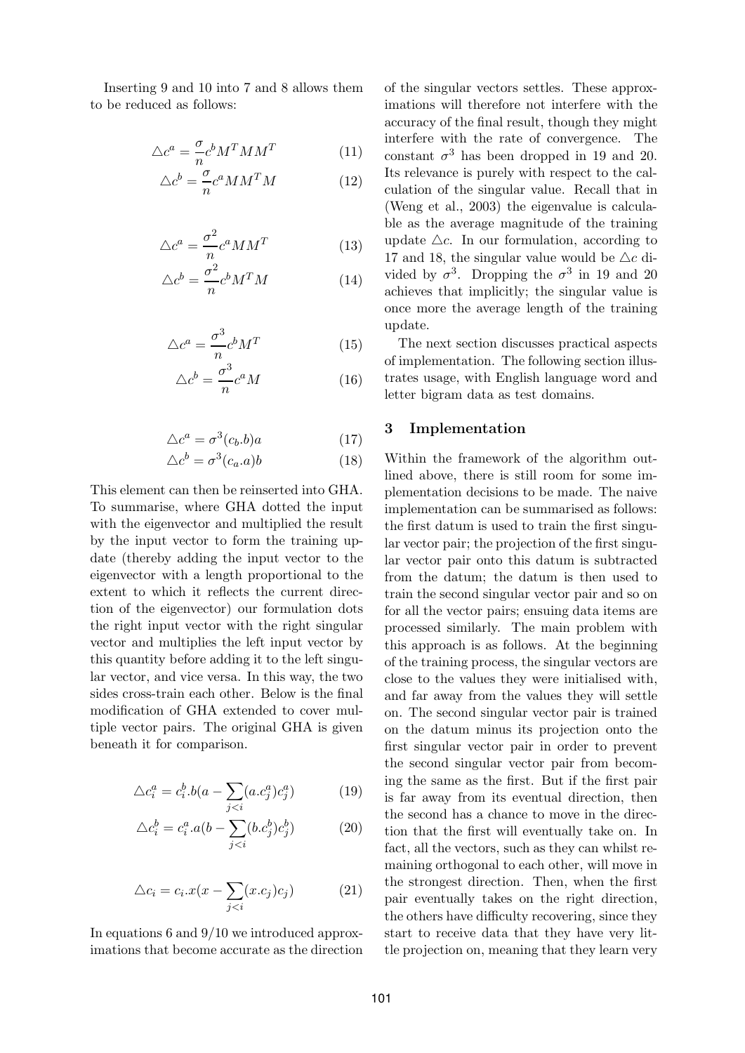Inserting 9 and 10 into 7 and 8 allows them to be reduced as follows:

$$\triangle c^a = \frac{\sigma}{n} c^b M^T M M^T \tag{11}$$

$$\triangle c^b = \frac{\sigma}{n} c^a M M^T M \tag{12}$$

$$\triangle c^a = \frac{\sigma^2}{n} c^a M M^T \tag{13}$$

$$\triangle c^b = \frac{\sigma^2}{n} c^b M^T M \tag{14}$$

$$\triangle c^a = \frac{\sigma^3}{n} c^b M^T \tag{15}$$

$$\triangle c^b = \frac{\sigma^3}{n} c^a M \tag{16}$$

$$\triangle c^a = \sigma^3 (c_b.b) a \tag{17}$$

$$\triangle c^b = \sigma^3 (c_a.a) b \tag{18}$$

This element can then be reinserted into GHA. To summarise, where GHA dotted the input with the eigenvector and multiplied the result by the input vector to form the training update (thereby adding the input vector to the eigenvector with a length proportional to the extent to which it reflects the current direction of the eigenvector) our formulation dots the right input vector with the right singular vector and multiplies the left input vector by this quantity before adding it to the left singular vector, and vice versa. In this way, the two sides cross-train each other. Below is the final modification of GHA extended to cover multiple vector pairs. The original GHA is given beneath it for comparison.

$$\triangle c_i^a = c_i^b.b(a - \sum_{j<i}(a.c_j^a)c_j^a) \tag{19}$$

$$\triangle c_i^b = c_i^a.a(b - \sum_{j<i}(b.c_j^b)c_j^b) \tag{20}$$

$$\triangle c_i = c_i.x(x - \sum_{j<i}(x.c_j)c_j) \tag{21}$$

In equations 6 and 9/10 we introduced approximations that become accurate as the direction of the singular vectors settles. These approximations will therefore not interfere with the accuracy of the final result, though they might interfere with the rate of convergence. The constant $\sigma^3$ has been dropped in 19 and 20. Its relevance is purely with respect to the calculation of the singular value. Recall that in (Weng et al., 2003) the eigenvalue is calculable as the average magnitude of the training update $\triangle c$. In our formulation, according to 17 and 18, the singular value would be $\triangle c$ divided by $\sigma^3$. Dropping the $\sigma^3$ in 19 and 20 achieves that implicitly; the singular value is once more the average length of the training update.

The next section discusses practical aspects of implementation. The following section illustrates usage, with English language word and letter bigram data as test domains.

## 3 Implementation

Within the framework of the algorithm outlined above, there is still room for some implementation decisions to be made. The naive implementation can be summarised as follows: the first datum is used to train the first singular vector pair; the projection of the first singular vector pair onto this datum is subtracted from the datum; the datum is then used to train the second singular vector pair and so on for all the vector pairs; ensuing data items are processed similarly. The main problem with this approach is as follows. At the beginning of the training process, the singular vectors are close to the values they were initialised with, and far away from the values they will settle on. The second singular vector pair is trained on the datum minus its projection onto the first singular vector pair in order to prevent the second singular vector pair from becoming the same as the first. But if the first pair is far away from its eventual direction, then the second has a chance to move in the direction that the first will eventually take on. In fact, all the vectors, such as they can whilst remaining orthogonal to each other, will move in the strongest direction. Then, when the first pair eventually takes on the right direction, the others have difficulty recovering, since they start to receive data that they have very little projection on, meaning that they learn very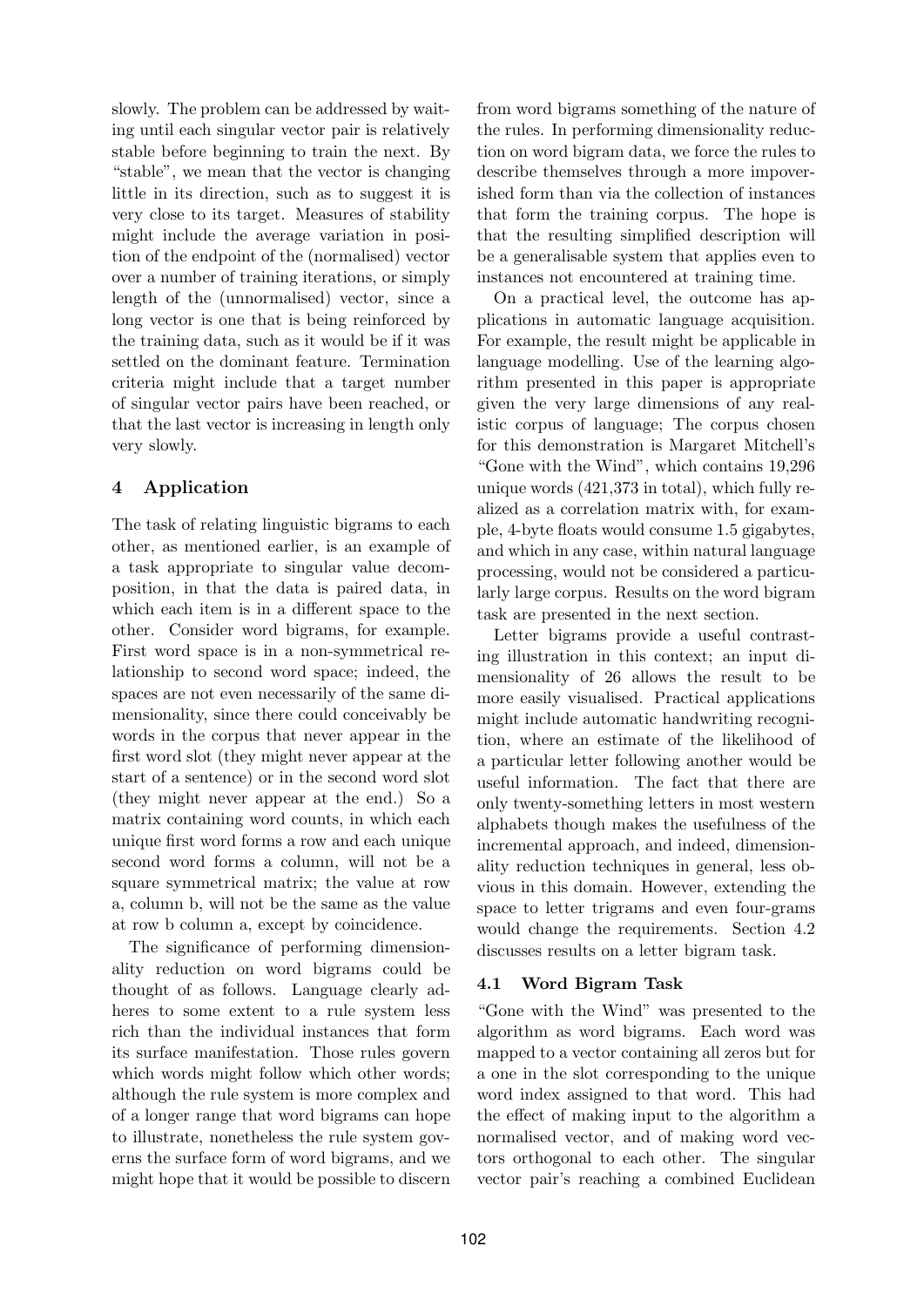slowly. The problem can be addressed by waiting until each singular vector pair is relatively stable before beginning to train the next. By "stable", we mean that the vector is changing little in its direction, such as to suggest it is very close to its target. Measures of stability might include the average variation in position of the endpoint of the (normalised) vector over a number of training iterations, or simply length of the (unnormalised) vector, since a long vector is one that is being reinforced by the training data, such as it would be if it was settled on the dominant feature. Termination criteria might include that a target number of singular vector pairs have been reached, or that the last vector is increasing in length only very slowly.

## 4 Application

The task of relating linguistic bigrams to each other, as mentioned earlier, is an example of a task appropriate to singular value decomposition, in that the data is paired data, in which each item is in a different space to the other. Consider word bigrams, for example. First word space is in a non-symmetrical relationship to second word space; indeed, the spaces are not even necessarily of the same dimensionality, since there could conceivably be words in the corpus that never appear in the first word slot (they might never appear at the start of a sentence) or in the second word slot (they might never appear at the end.) So a matrix containing word counts, in which each unique first word forms a row and each unique second word forms a column, will not be a square symmetrical matrix; the value at row a, column b, will not be the same as the value at row b column a, except by coincidence.

The significance of performing dimensionality reduction on word bigrams could be thought of as follows. Language clearly adheres to some extent to a rule system less rich than the individual instances that form its surface manifestation. Those rules govern which words might follow which other words; although the rule system is more complex and of a longer range that word bigrams can hope to illustrate, nonetheless the rule system governs the surface form of word bigrams, and we might hope that it would be possible to discern from word bigrams something of the nature of the rules. In performing dimensionality reduction on word bigram data, we force the rules to describe themselves through a more impoverished form than via the collection of instances that form the training corpus. The hope is that the resulting simplified description will be a generalisable system that applies even to instances not encountered at training time.

On a practical level, the outcome has applications in automatic language acquisition. For example, the result might be applicable in language modelling. Use of the learning algorithm presented in this paper is appropriate given the very large dimensions of any realistic corpus of language; The corpus chosen for this demonstration is Margaret Mitchell's "Gone with the Wind", which contains 19,296 unique words (421,373 in total), which fully realized as a correlation matrix with, for example, 4-byte floats would consume 1.5 gigabytes, and which in any case, within natural language processing, would not be considered a particularly large corpus. Results on the word bigram task are presented in the next section.

Letter bigrams provide a useful contrasting illustration in this context; an input dimensionality of 26 allows the result to be more easily visualised. Practical applications might include automatic handwriting recognition, where an estimate of the likelihood of a particular letter following another would be useful information. The fact that there are only twenty-something letters in most western alphabets though makes the usefulness of the incremental approach, and indeed, dimensionality reduction techniques in general, less obvious in this domain. However, extending the space to letter trigrams and even four-grams would change the requirements. Section 4.2 discusses results on a letter bigram task.

### 4.1 Word Bigram Task

"Gone with the Wind" was presented to the algorithm as word bigrams. Each word was mapped to a vector containing all zeros but for a one in the slot corresponding to the unique word index assigned to that word. This had the effect of making input to the algorithm a normalised vector, and of making word vectors orthogonal to each other. The singular vector pair's reaching a combined Euclidean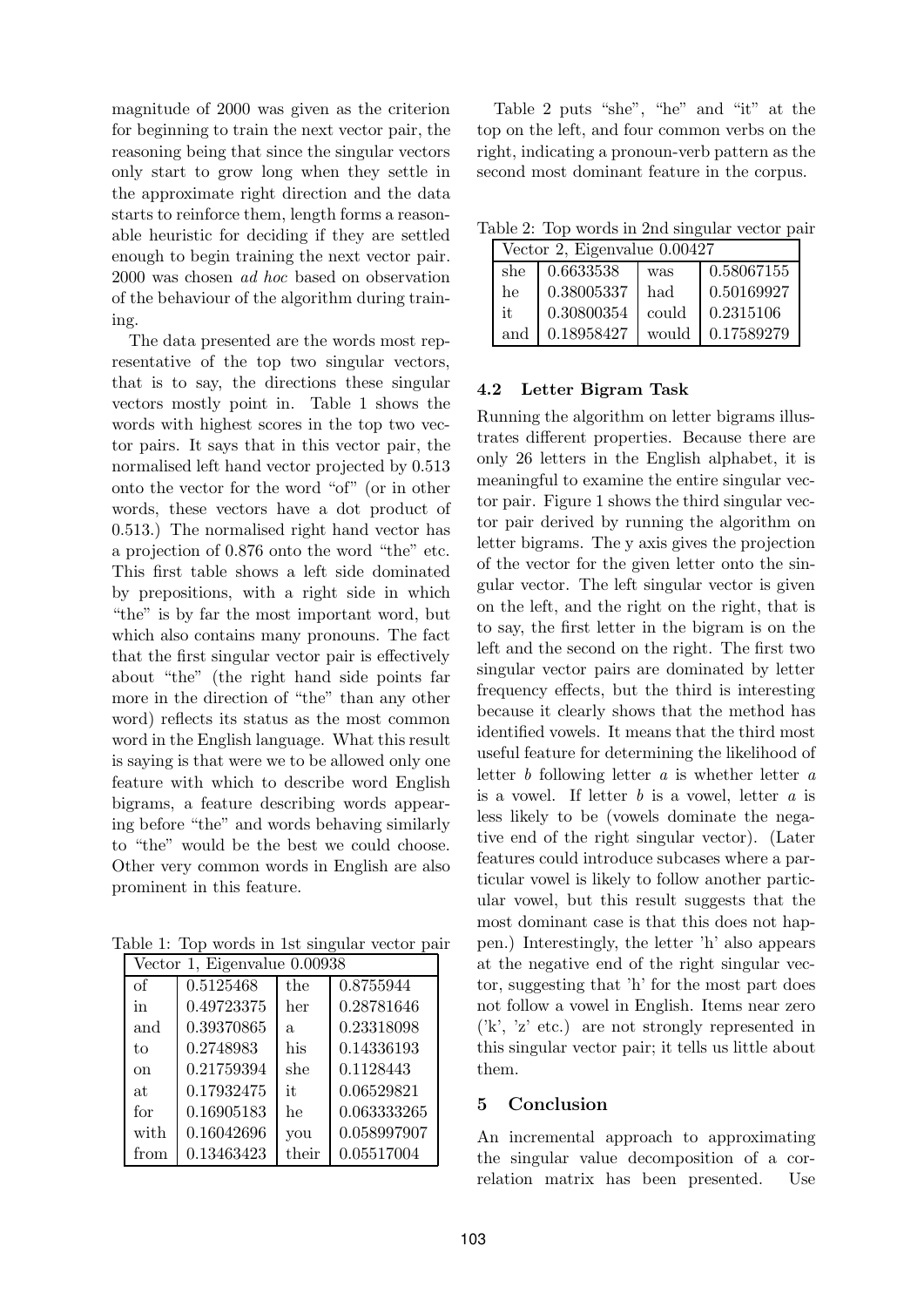magnitude of 2000 was given as the criterion for beginning to train the next vector pair, the reasoning being that since the singular vectors only start to grow long when they settle in the approximate right direction and the data starts to reinforce them, length forms a reasonable heuristic for deciding if they are settled enough to begin training the next vector pair. 2000 was chosen *ad hoc* based on observation of the behaviour of the algorithm during training.

The data presented are the words most representative of the top two singular vectors, that is to say, the directions these singular vectors mostly point in. Table 1 shows the words with highest scores in the top two vector pairs. It says that in this vector pair, the normalised left hand vector projected by 0.513 onto the vector for the word "of" (or in other words, these vectors have a dot product of 0.513.) The normalised right hand vector has a projection of 0.876 onto the word "the" etc. This first table shows a left side dominated by prepositions, with a right side in which "the" is by far the most important word, but which also contains many pronouns. The fact that the first singular vector pair is effectively about "the" (the right hand side points far more in the direction of "the" than any other word) reflects its status as the most common word in the English language. What this result is saying is that were we to be allowed only one feature with which to describe word English bigrams, a feature describing words appearing before "the" and words behaving similarly to "the" would be the best we could choose. Other very common words in English are also prominent in this feature.

Table 1: Top words in 1st singular vector pair

| Vector 1, Eigenvalue 0.00938 | | | |
|---|---|---|---|
| of | 0.5125468 | the | 0.8755944 |
| in | 0.49723375 | her | 0.28781646 |
| and | 0.39370865 | a | 0.23318098 |
| to | 0.2748983 | his | 0.14336193 |
| on | 0.21759394 | she | 0.1128443 |
| at | 0.17932475 | it | 0.06529821 |
| for | 0.16905183 | he | 0.063333265 |
| with | 0.16042696 | you | 0.058997907 |
| from | 0.13463423 | their | 0.05517004 |

Table 2 puts "she", "he" and "it" at the top on the left, and four common verbs on the right, indicating a pronoun-verb pattern as the second most dominant feature in the corpus.

Table 2: Top words in 2nd singular vector pair

| Vector 2, Eigenvalue 0.00427 | | | |
|---|---|---|---|
| she | 0.6633538 | was | 0.58067155 |
| he | 0.38005337 | had | 0.50169927 |
| it | 0.30800354 | could | 0.2315106 |
| and | 0.18958427 | would | 0.17589279 |

### 4.2 Letter Bigram Task

Running the algorithm on letter bigrams illustrates different properties. Because there are only 26 letters in the English alphabet, it is meaningful to examine the entire singular vector pair. Figure 1 shows the third singular vector pair derived by running the algorithm on letter bigrams. The y axis gives the projection of the vector for the given letter onto the singular vector. The left singular vector is given on the left, and the right on the right, that is to say, the first letter in the bigram is on the left and the second on the right. The first two singular vector pairs are dominated by letter frequency effects, but the third is interesting because it clearly shows that the method has identified vowels. It means that the third most useful feature for determining the likelihood of letter $b$ following letter $a$ is whether letter $a$ is a vowel. If letter $b$ is a vowel, letter $a$ is less likely to be (vowels dominate the negative end of the right singular vector). (Later features could introduce subcases where a particular vowel is likely to follow another particular vowel, but this result suggests that the most dominant case is that this does not happen.) Interestingly, the letter 'h' also appears at the negative end of the right singular vector, suggesting that 'h' for the most part does not follow a vowel in English. Items near zero ('k', 'z' etc.) are not strongly represented in this singular vector pair; it tells us little about them.

## 5 Conclusion

An incremental approach to approximating the singular value decomposition of a correlation matrix has been presented. Use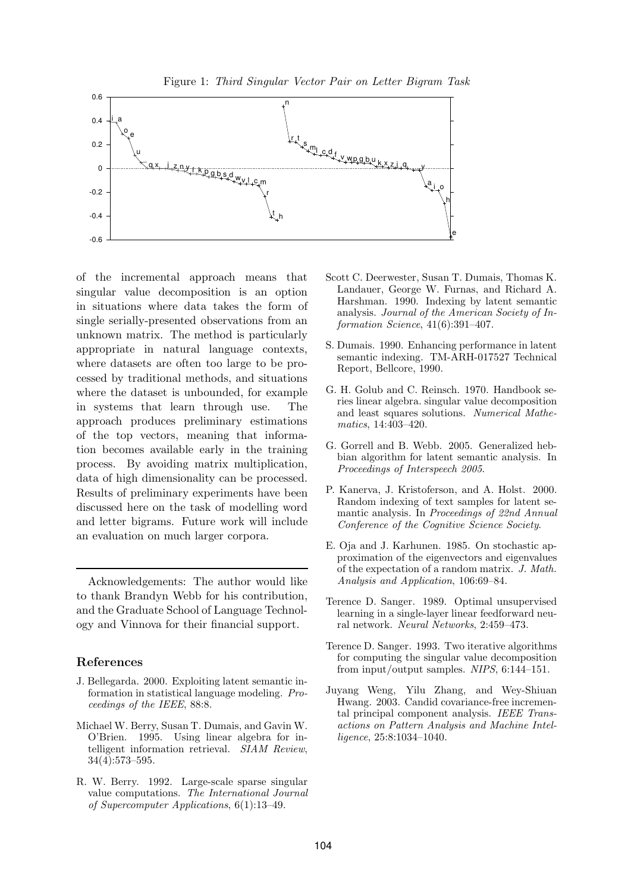Figure 1: *Third Singular Vector Pair on Letter Bigram Task*

0.6
0.4
0.2
0
-0.2
-0.4
-0.6

i a o e u q x j z n y f k p g b s d w v l c m r t h

n r t s m l c d f v w p g b u k x z j q y a i o h e

of the incremental approach means that singular value decomposition is an option in situations where data takes the form of single serially-presented observations from an unknown matrix. The method is particularly appropriate in natural language contexts, where datasets are often too large to be processed by traditional methods, and situations where the dataset is unbounded, for example in systems that learn through use. The approach produces preliminary estimations of the top vectors, meaning that information becomes available early in the training process. By avoiding matrix multiplication, data of high dimensionality can be processed. Results of preliminary experiments have been discussed here on the task of modelling word and letter bigrams. Future work will include an evaluation on much larger corpora.

---

Acknowledgements: The author would like to thank Brandyn Webb for his contribution, and the Graduate School of Language Technology and Vinnova for their financial support.

## References

J. Bellegarda. 2000. Exploiting latent semantic information in statistical language modeling. *Proceedings of the IEEE*, 88:8.

Michael W. Berry, Susan T. Dumais, and Gavin W. O'Brien. 1995. Using linear algebra for intelligent information retrieval. *SIAM Review*, 34(4):573–595.

R. W. Berry. 1992. Large-scale sparse singular value computations. *The International Journal of Supercomputer Applications*, 6(1):13–49.

Scott C. Deerwester, Susan T. Dumais, Thomas K. Landauer, George W. Furnas, and Richard A. Harshman. 1990. Indexing by latent semantic analysis. *Journal of the American Society of Information Science*, 41(6):391–407.

S. Dumais. 1990. Enhancing performance in latent semantic indexing. TM-ARH-017527 Technical Report, Bellcore, 1990.

G. H. Golub and C. Reinsch. 1970. Handbook series linear algebra. singular value decomposition and least squares solutions. *Numerical Mathematics*, 14:403–420.

G. Gorrell and B. Webb. 2005. Generalized hebbian algorithm for latent semantic analysis. In *Proceedings of Interspeech 2005*.

P. Kanerva, J. Kristoferson, and A. Holst. 2000. Random indexing of text samples for latent semantic analysis. In *Proceedings of 22nd Annual Conference of the Cognitive Science Society*.

E. Oja and J. Karhunen. 1985. On stochastic approximation of the eigenvectors and eigenvalues of the expectation of a random matrix. *J. Math. Analysis and Application*, 106:69–84.

Terence D. Sanger. 1989. Optimal unsupervised learning in a single-layer linear feedforward neural network. *Neural Networks*, 2:459–473.

Terence D. Sanger. 1993. Two iterative algorithms for computing the singular value decomposition from input/output samples. *NIPS*, 6:144–151.

Juyang Weng, Yilu Zhang, and Wey-Shiuan Hwang. 2003. Candid covariance-free incremental principal component analysis. *IEEE Transactions on Pattern Analysis and Machine Intelligence*, 25:8:1034–1040.